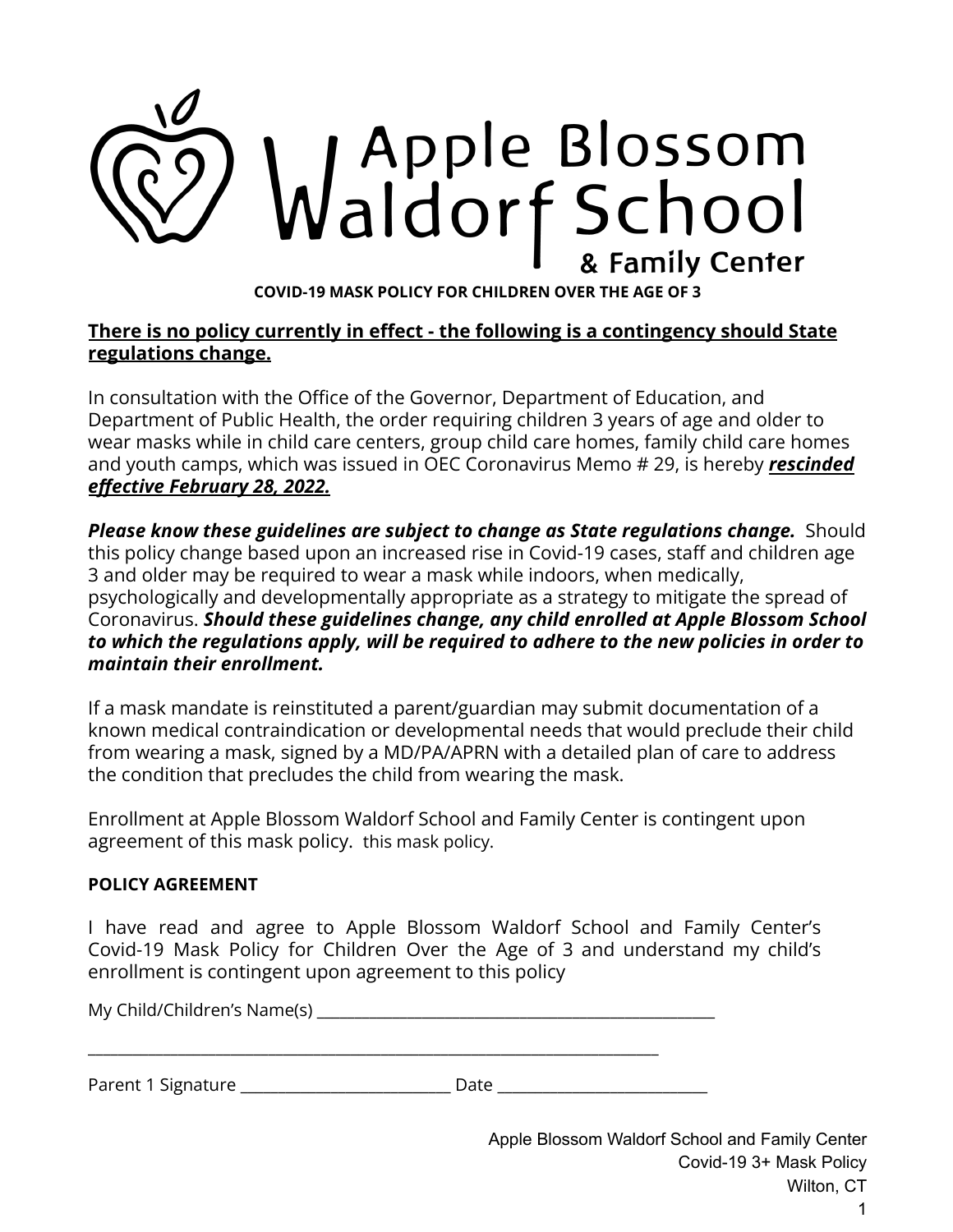# Apple Blossom Waldorf School & Family Center

**COVID-19 MASK POLICY FOR CHILDREN OVER THE AGE OF 3**

**There is no policy currently in effect - the following is a contingency should State regulations change.**

In consultation with the Office of the Governor, Department of Education, and Department of Public Health, the order requiring children 3 years of age and older to wear masks while in child care centers, group child care homes, family child care homes and youth camps, which was issued in OEC Coronavirus Memo # 29, is hereby ***rescinded effective February 28, 2022.***

***Please know these guidelines are subject to change as State regulations change.*** Should this policy change based upon an increased rise in Covid-19 cases, staff and children age 3 and older may be required to wear a mask while indoors, when medically, psychologically and developmentally appropriate as a strategy to mitigate the spread of Coronavirus. ***Should these guidelines change, any child enrolled at Apple Blossom School to which the regulations apply, will be required to adhere to the new policies in order to maintain their enrollment.***

If a mask mandate is reinstituted a parent/guardian may submit documentation of a known medical contraindication or developmental needs that would preclude their child from wearing a mask, signed by a MD/PA/APRN with a detailed plan of care to address the condition that precludes the child from wearing the mask.

Enrollment at Apple Blossom Waldorf School and Family Center is contingent upon agreement of this mask policy. this mask policy.

**POLICY AGREEMENT**

I have read and agree to Apple Blossom Waldorf School and Family Center's Covid-19 Mask Policy for Children Over the Age of 3 and understand my child's enrollment is contingent upon agreement to this policy

My Child/Children's Name(s) ____________________________________________

____________________________________________________________________

Parent 1 Signature ________________________ Date ________________________

Apple Blossom Waldorf School and Family Center
Covid-19 3+ Mask Policy
Wilton, CT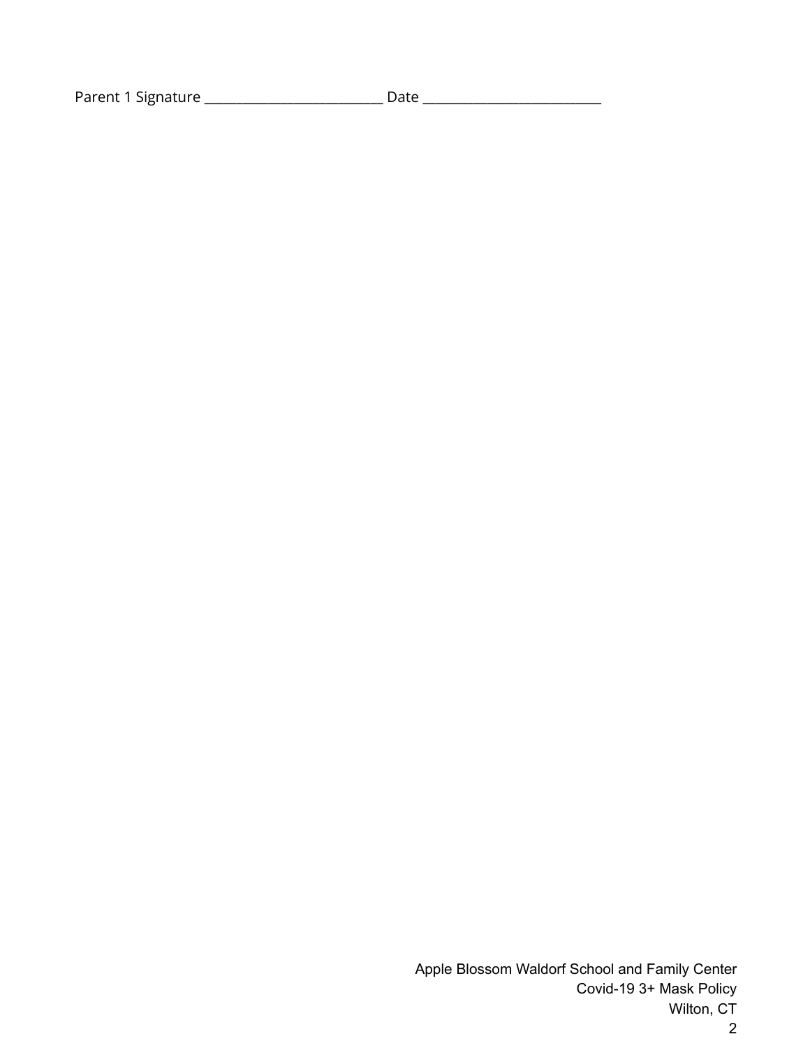Parent 1 Signature ____________________________ Date ____________________________